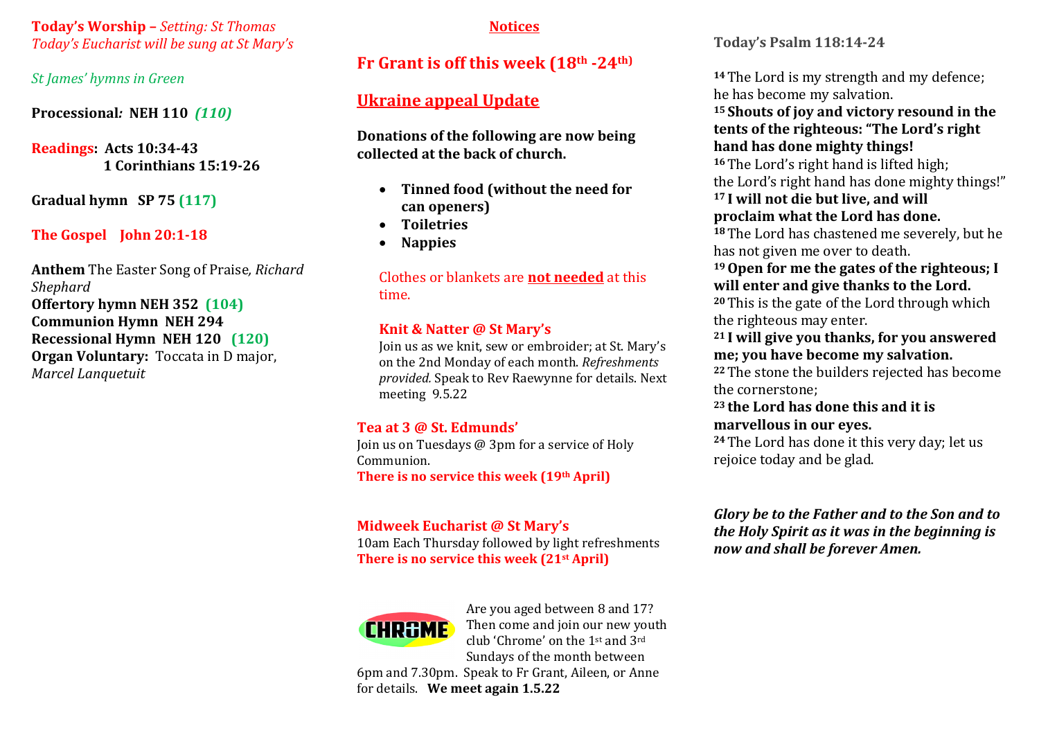**Today's Worship –** *Setting: St Thomas*
*Today's Eucharist will be sung at St Mary's*

*St James' hymns in Green*

**Processional: NEH 110** ***(110)***

**Readings: Acts 10:34-43**
**1 Corinthians 15:19-26**

**Gradual hymn SP 75 (117)**

**The Gospel John 20:1-18**

**Anthem** The Easter Song of Praise, *Richard Shephard*
**Offertory hymn NEH 352 (104)**
**Communion Hymn NEH 294**
**Recessional Hymn NEH 120 (120)**
**Organ Voluntary:** Toccata in D major, *Marcel Lanquetuit*

## Notices

### Fr Grant is off this week (18th -24th)

### Ukraine appeal Update

**Donations of the following are now being collected at the back of church.**

- **Tinned food (without the need for can openers)**
- **Toiletries**
- **Nappies**

Clothes or blankets are **not needed** at this time.

**Knit & Natter @ St Mary's**
Join us as we knit, sew or embroider; at St. Mary's on the 2nd Monday of each month. *Refreshments provided.* Speak to Rev Raewynne for details. Next meeting 9.5.22

**Tea at 3 @ St. Edmunds'**
Join us on Tuesdays @ 3pm for a service of Holy Communion.
**There is no service this week (19th April)**

**Midweek Eucharist @ St Mary's**
10am Each Thursday followed by light refreshments
**There is no service this week (21st April)**

CHROME

Are you aged between 8 and 17? Then come and join our new youth club 'Chrome' on the 1st and 3rd Sundays of the month between 6pm and 7.30pm. Speak to Fr Grant, Aileen, or Anne for details. **We meet again 1.5.22**

**Today's Psalm 118:14-24**

14 The Lord is my strength and my defence; he has become my salvation.
**15 Shouts of joy and victory resound in the tents of the righteous: "The Lord's right hand has done mighty things!**
16 The Lord's right hand is lifted high; the Lord's right hand has done mighty things!"
**17 I will not die but live, and will proclaim what the Lord has done.**
18 The Lord has chastened me severely, but he has not given me over to death.
**19 Open for me the gates of the righteous; I will enter and give thanks to the Lord.**
20 This is the gate of the Lord through which the righteous may enter.
**21 I will give you thanks, for you answered me; you have become my salvation.**
22 The stone the builders rejected has become the cornerstone;
**23 the Lord has done this and it is marvellous in our eyes.**
24 The Lord has done it this very day; let us rejoice today and be glad.

***Glory be to the Father and to the Son and to the Holy Spirit as it was in the beginning is now and shall be forever Amen.***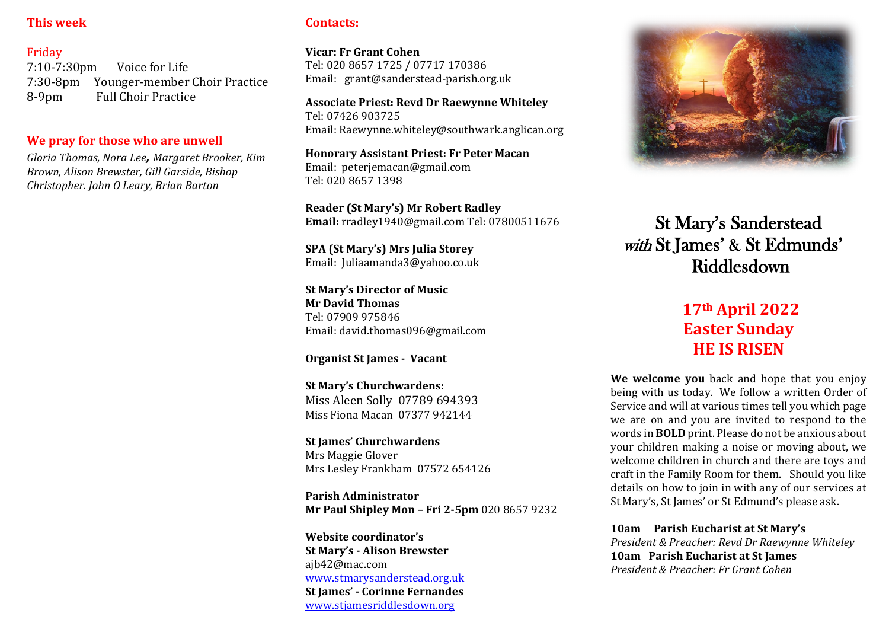## This week

Friday
7:10-7:30pm Voice for Life
7:30-8pm Younger-member Choir Practice
8-9pm Full Choir Practice

### We pray for those who are unwell

*Gloria Thomas, Nora Lee, Margaret Brooker, Kim Brown, Alison Brewster, Gill Garside, Bishop Christopher. John O Leary, Brian Barton*

## Contacts:

**Vicar: Fr Grant Cohen**
Tel: 020 8657 1725 / 07717 170386
Email: grant@sanderstead-parish.org.uk

**Associate Priest: Revd Dr Raewynne Whiteley**
Tel: 07426 903725
Email: Raewynne.whiteley@southwark.anglican.org

**Honorary Assistant Priest: Fr Peter Macan**
Email: peterjemacan@gmail.com
Tel: 020 8657 1398

**Reader (St Mary's) Mr Robert Radley**
**Email:** rradley1940@gmail.com Tel: 07800511676

**SPA (St Mary's) Mrs Julia Storey**
Email: Juliaamanda3@yahoo.co.uk

**St Mary's Director of Music**
**Mr David Thomas**
Tel: 07909 975846
Email: david.thomas096@gmail.com

**Organist St James - Vacant**

**St Mary's Churchwardens:**
Miss Aleen Solly 07789 694393
Miss Fiona Macan 07377 942144

**St James' Churchwardens**
Mrs Maggie Glover
Mrs Lesley Frankham 07572 654126

**Parish Administrator**
**Mr Paul Shipley Mon – Fri 2-5pm** 020 8657 9232

**Website coordinator's**
**St Mary's - Alison Brewster**
ajb42@mac.com
www.stmarysanderstead.org.uk
**St James' - Corinne Fernandes**
www.stjamesriddlesdown.org

# St Mary's Sanderstead *with* St James' & St Edmunds' Riddlesdown

## 17th April 2022 Easter Sunday HE IS RISEN

**We welcome you** back and hope that you enjoy being with us today. We follow a written Order of Service and will at various times tell you which page we are on and you are invited to respond to the words in **BOLD** print. Please do not be anxious about your children making a noise or moving about, we welcome children in church and there are toys and craft in the Family Room for them. Should you like details on how to join in with any of our services at St Mary's, St James' or St Edmund's please ask.

**10am Parish Eucharist at St Mary's**
*President & Preacher: Revd Dr Raewynne Whiteley*
**10am Parish Eucharist at St James**
*President & Preacher: Fr Grant Cohen*